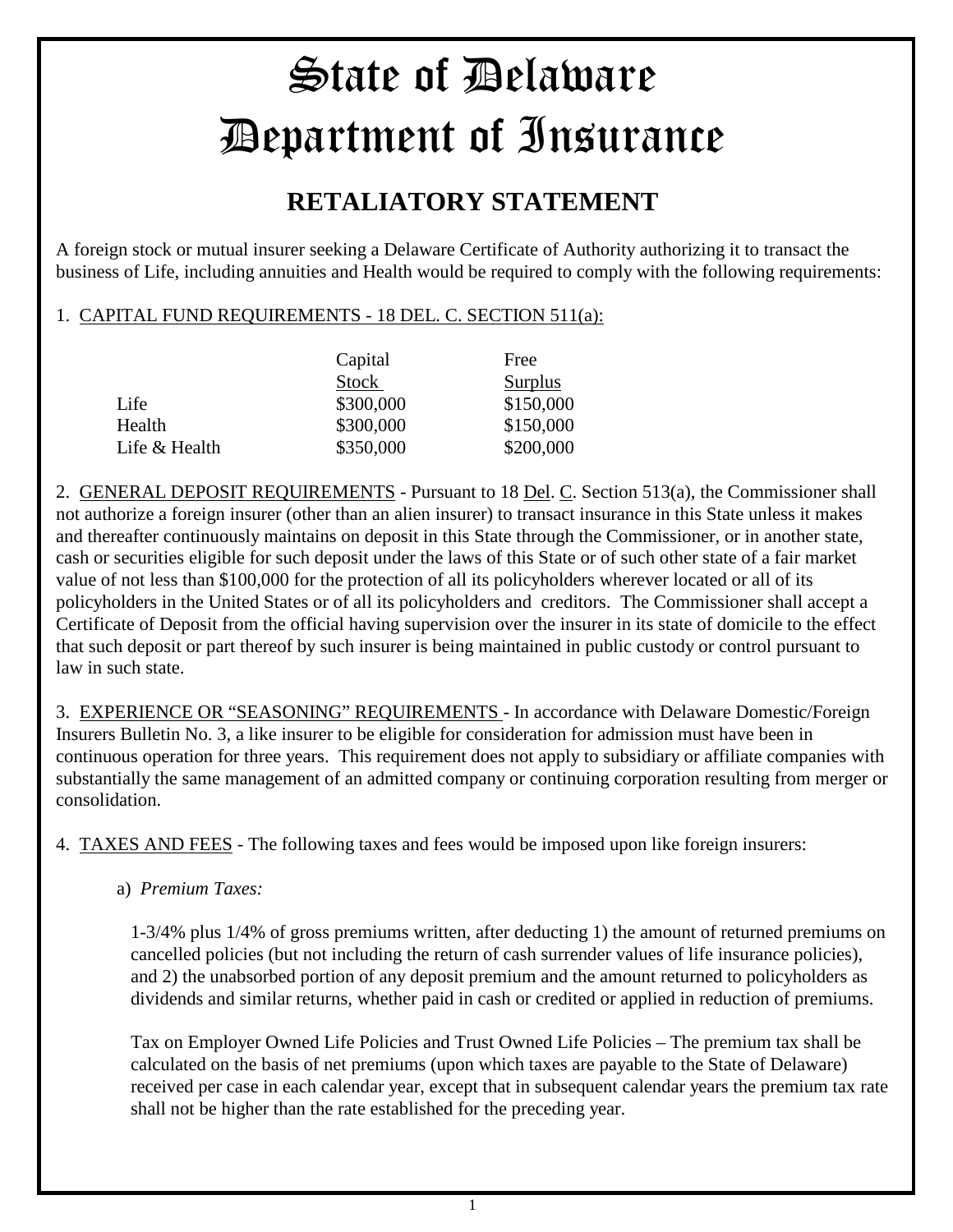# State of Delaware
# Department of Insurance

## RETALIATORY STATEMENT

A foreign stock or mutual insurer seeking a Delaware Certificate of Authority authorizing it to transact the business of Life, including annuities and Health would be required to comply with the following requirements:

1. <u>CAPITAL FUND REQUIREMENTS - 18 DEL. C. SECTION 511(a):</u>

| | Capital Stock | Free Surplus |
|---|---|---|
| Life | $300,000 | $150,000 |
| Health | $300,000 | $150,000 |
| Life & Health | $350,000 | $200,000 |

2. <u>GENERAL DEPOSIT REQUIREMENTS</u> - Pursuant to 18 <u>Del</u>. <u>C</u>. Section 513(a), the Commissioner shall not authorize a foreign insurer (other than an alien insurer) to transact insurance in this State unless it makes and thereafter continuously maintains on deposit in this State through the Commissioner, or in another state, cash or securities eligible for such deposit under the laws of this State or of such other state of a fair market value of not less than $100,000 for the protection of all its policyholders wherever located or all of its policyholders in the United States or of all its policyholders and creditors. The Commissioner shall accept a Certificate of Deposit from the official having supervision over the insurer in its state of domicile to the effect that such deposit or part thereof by such insurer is being maintained in public custody or control pursuant to law in such state.

3. <u>EXPERIENCE OR "SEASONING" REQUIREMENTS</u> - In accordance with Delaware Domestic/Foreign Insurers Bulletin No. 3, a like insurer to be eligible for consideration for admission must have been in continuous operation for three years. This requirement does not apply to subsidiary or affiliate companies with substantially the same management of an admitted company or continuing corporation resulting from merger or consolidation.

4. <u>TAXES AND FEES</u> - The following taxes and fees would be imposed upon like foreign insurers:

a) *Premium Taxes:*

1-3/4% plus 1/4% of gross premiums written, after deducting 1) the amount of returned premiums on cancelled policies (but not including the return of cash surrender values of life insurance policies), and 2) the unabsorbed portion of any deposit premium and the amount returned to policyholders as dividends and similar returns, whether paid in cash or credited or applied in reduction of premiums.

Tax on Employer Owned Life Policies and Trust Owned Life Policies – The premium tax shall be calculated on the basis of net premiums (upon which taxes are payable to the State of Delaware) received per case in each calendar year, except that in subsequent calendar years the premium tax rate shall not be higher than the rate established for the preceding year.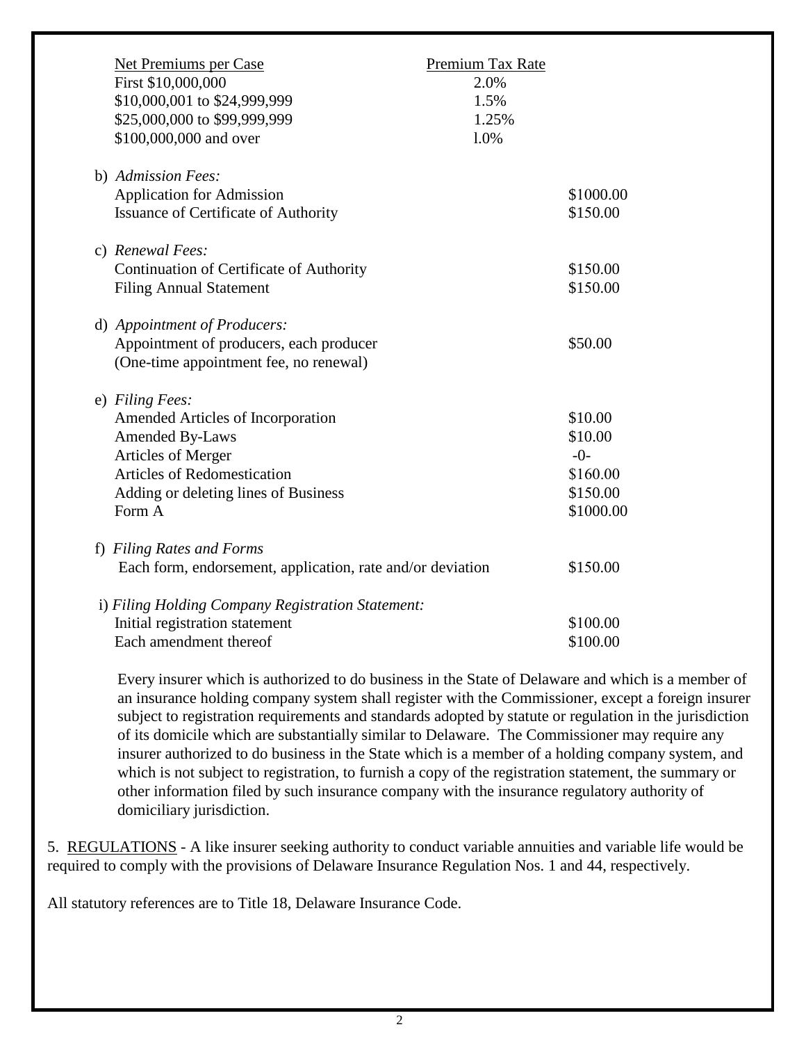| Net Premiums per Case | Premium Tax Rate |
|---|---|
| First $10,000,000 | 2.0% |
| $10,000,001 to $24,999,999 | 1.5% |
| $25,000,000 to $99,999,999 | 1.25% |
| $100,000,000 and over | l.0% |

b) *Admission Fees:*

| | |
|---|---|
| Application for Admission | $1000.00 |
| Issuance of Certificate of Authority | $150.00 |

c) *Renewal Fees:*

| | |
|---|---|
| Continuation of Certificate of Authority | $150.00 |
| Filing Annual Statement | $150.00 |

d) *Appointment of Producers:*

| | |
|---|---|
| Appointment of producers, each producer (One-time appointment fee, no renewal) | $50.00 |

e) *Filing Fees:*

| | |
|---|---|
| Amended Articles of Incorporation | $10.00 |
| Amended By-Laws | $10.00 |
| Articles of Merger | -0- |
| Articles of Redomestication | $160.00 |
| Adding or deleting lines of Business | $150.00 |
| Form A | $1000.00 |

f) *Filing Rates and Forms*

| | |
|---|---|
| Each form, endorsement, application, rate and/or deviation | $150.00 |

i) *Filing Holding Company Registration Statement:*

| | |
|---|---|
| Initial registration statement | $100.00 |
| Each amendment thereof | $100.00 |

Every insurer which is authorized to do business in the State of Delaware and which is a member of an insurance holding company system shall register with the Commissioner, except a foreign insurer subject to registration requirements and standards adopted by statute or regulation in the jurisdiction of its domicile which are substantially similar to Delaware. The Commissioner may require any insurer authorized to do business in the State which is a member of a holding company system, and which is not subject to registration, to furnish a copy of the registration statement, the summary or other information filed by such insurance company with the insurance regulatory authority of domiciliary jurisdiction.

5. REGULATIONS - A like insurer seeking authority to conduct variable annuities and variable life would be required to comply with the provisions of Delaware Insurance Regulation Nos. 1 and 44, respectively.

All statutory references are to Title 18, Delaware Insurance Code.